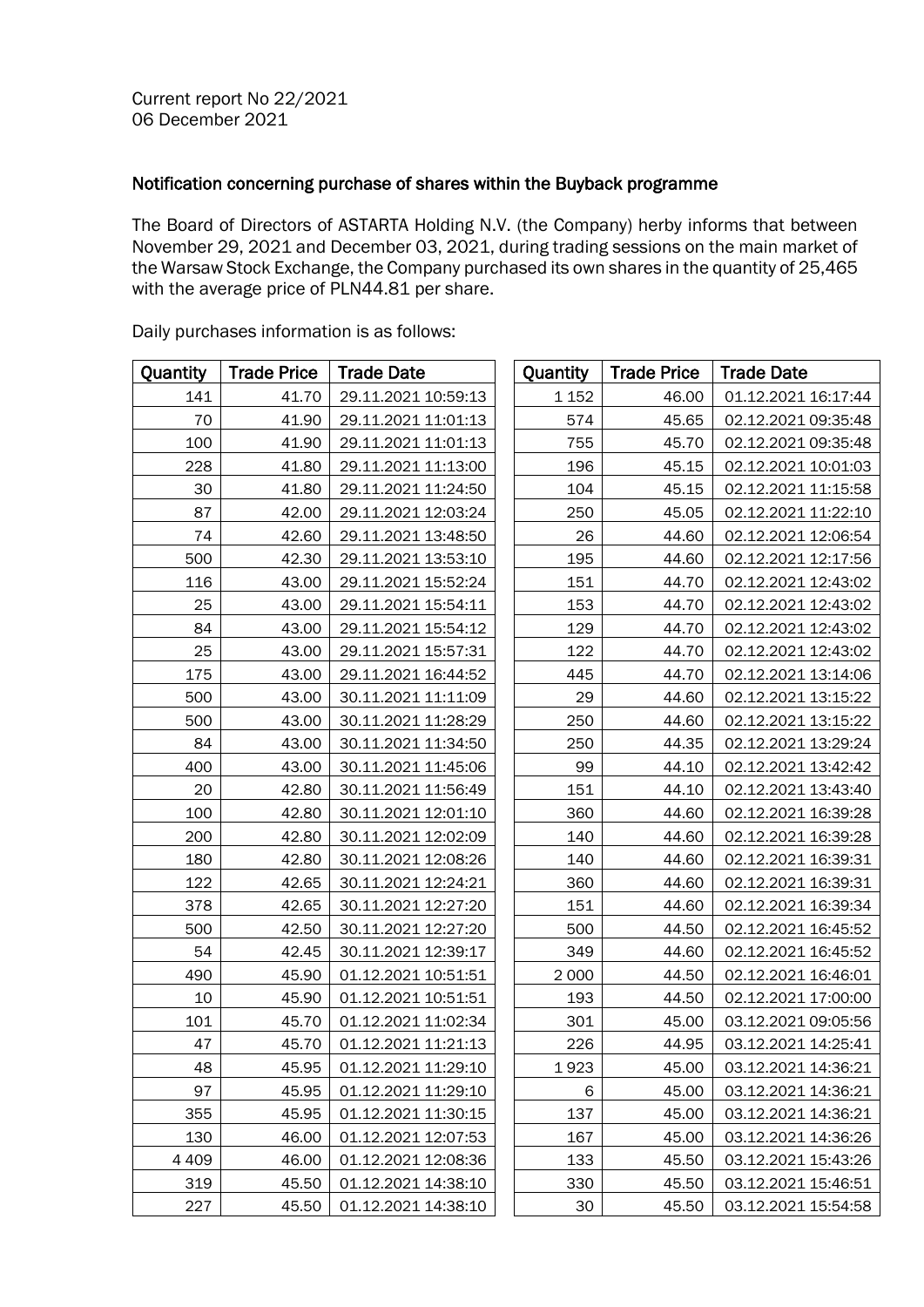Current report No 22/2021
06 December 2021

## Notification concerning purchase of shares within the Buyback programme

The Board of Directors of ASTARTA Holding N.V. (the Company) herby informs that between November 29, 2021 and December 03, 2021, during trading sessions on the main market of the Warsaw Stock Exchange, the Company purchased its own shares in the quantity of 25,465 with the average price of PLN44.81 per share.

Daily purchases information is as follows:

| Quantity | Trade Price | Trade Date |
|---:|---:|---|
| 141 | 41.70 | 29.11.2021 10:59:13 |
| 70 | 41.90 | 29.11.2021 11:01:13 |
| 100 | 41.90 | 29.11.2021 11:01:13 |
| 228 | 41.80 | 29.11.2021 11:13:00 |
| 30 | 41.80 | 29.11.2021 11:24:50 |
| 87 | 42.00 | 29.11.2021 12:03:24 |
| 74 | 42.60 | 29.11.2021 13:48:50 |
| 500 | 42.30 | 29.11.2021 13:53:10 |
| 116 | 43.00 | 29.11.2021 15:52:24 |
| 25 | 43.00 | 29.11.2021 15:54:11 |
| 84 | 43.00 | 29.11.2021 15:54:12 |
| 25 | 43.00 | 29.11.2021 15:57:31 |
| 175 | 43.00 | 29.11.2021 16:44:52 |
| 500 | 43.00 | 30.11.2021 11:11:09 |
| 500 | 43.00 | 30.11.2021 11:28:29 |
| 84 | 43.00 | 30.11.2021 11:34:50 |
| 400 | 43.00 | 30.11.2021 11:45:06 |
| 20 | 42.80 | 30.11.2021 11:56:49 |
| 100 | 42.80 | 30.11.2021 12:01:10 |
| 200 | 42.80 | 30.11.2021 12:02:09 |
| 180 | 42.80 | 30.11.2021 12:08:26 |
| 122 | 42.65 | 30.11.2021 12:24:21 |
| 378 | 42.65 | 30.11.2021 12:27:20 |
| 500 | 42.50 | 30.11.2021 12:27:20 |
| 54 | 42.45 | 30.11.2021 12:39:17 |
| 490 | 45.90 | 01.12.2021 10:51:51 |
| 10 | 45.90 | 01.12.2021 10:51:51 |
| 101 | 45.70 | 01.12.2021 11:02:34 |
| 47 | 45.70 | 01.12.2021 11:21:13 |
| 48 | 45.95 | 01.12.2021 11:29:10 |
| 97 | 45.95 | 01.12.2021 11:29:10 |
| 355 | 45.95 | 01.12.2021 11:30:15 |
| 130 | 46.00 | 01.12.2021 12:07:53 |
| 4 409 | 46.00 | 01.12.2021 12:08:36 |
| 319 | 45.50 | 01.12.2021 14:38:10 |
| 227 | 45.50 | 01.12.2021 14:38:10 |
| 1 152 | 46.00 | 01.12.2021 16:17:44 |
| 574 | 45.65 | 02.12.2021 09:35:48 |
| 755 | 45.70 | 02.12.2021 09:35:48 |
| 196 | 45.15 | 02.12.2021 10:01:03 |
| 104 | 45.15 | 02.12.2021 11:15:58 |
| 250 | 45.05 | 02.12.2021 11:22:10 |
| 26 | 44.60 | 02.12.2021 12:06:54 |
| 195 | 44.60 | 02.12.2021 12:17:56 |
| 151 | 44.70 | 02.12.2021 12:43:02 |
| 153 | 44.70 | 02.12.2021 12:43:02 |
| 129 | 44.70 | 02.12.2021 12:43:02 |
| 122 | 44.70 | 02.12.2021 12:43:02 |
| 445 | 44.70 | 02.12.2021 13:14:06 |
| 29 | 44.60 | 02.12.2021 13:15:22 |
| 250 | 44.60 | 02.12.2021 13:15:22 |
| 250 | 44.35 | 02.12.2021 13:29:24 |
| 99 | 44.10 | 02.12.2021 13:42:42 |
| 151 | 44.10 | 02.12.2021 13:43:40 |
| 360 | 44.60 | 02.12.2021 16:39:28 |
| 140 | 44.60 | 02.12.2021 16:39:28 |
| 140 | 44.60 | 02.12.2021 16:39:31 |
| 360 | 44.60 | 02.12.2021 16:39:31 |
| 151 | 44.60 | 02.12.2021 16:39:34 |
| 500 | 44.50 | 02.12.2021 16:45:52 |
| 349 | 44.60 | 02.12.2021 16:45:52 |
| 2 000 | 44.50 | 02.12.2021 16:46:01 |
| 193 | 44.50 | 02.12.2021 17:00:00 |
| 301 | 45.00 | 03.12.2021 09:05:56 |
| 226 | 44.95 | 03.12.2021 14:25:41 |
| 1 923 | 45.00 | 03.12.2021 14:36:21 |
| 6 | 45.00 | 03.12.2021 14:36:21 |
| 137 | 45.00 | 03.12.2021 14:36:21 |
| 167 | 45.00 | 03.12.2021 14:36:26 |
| 133 | 45.50 | 03.12.2021 15:43:26 |
| 330 | 45.50 | 03.12.2021 15:46:51 |
| 30 | 45.50 | 03.12.2021 15:54:58 |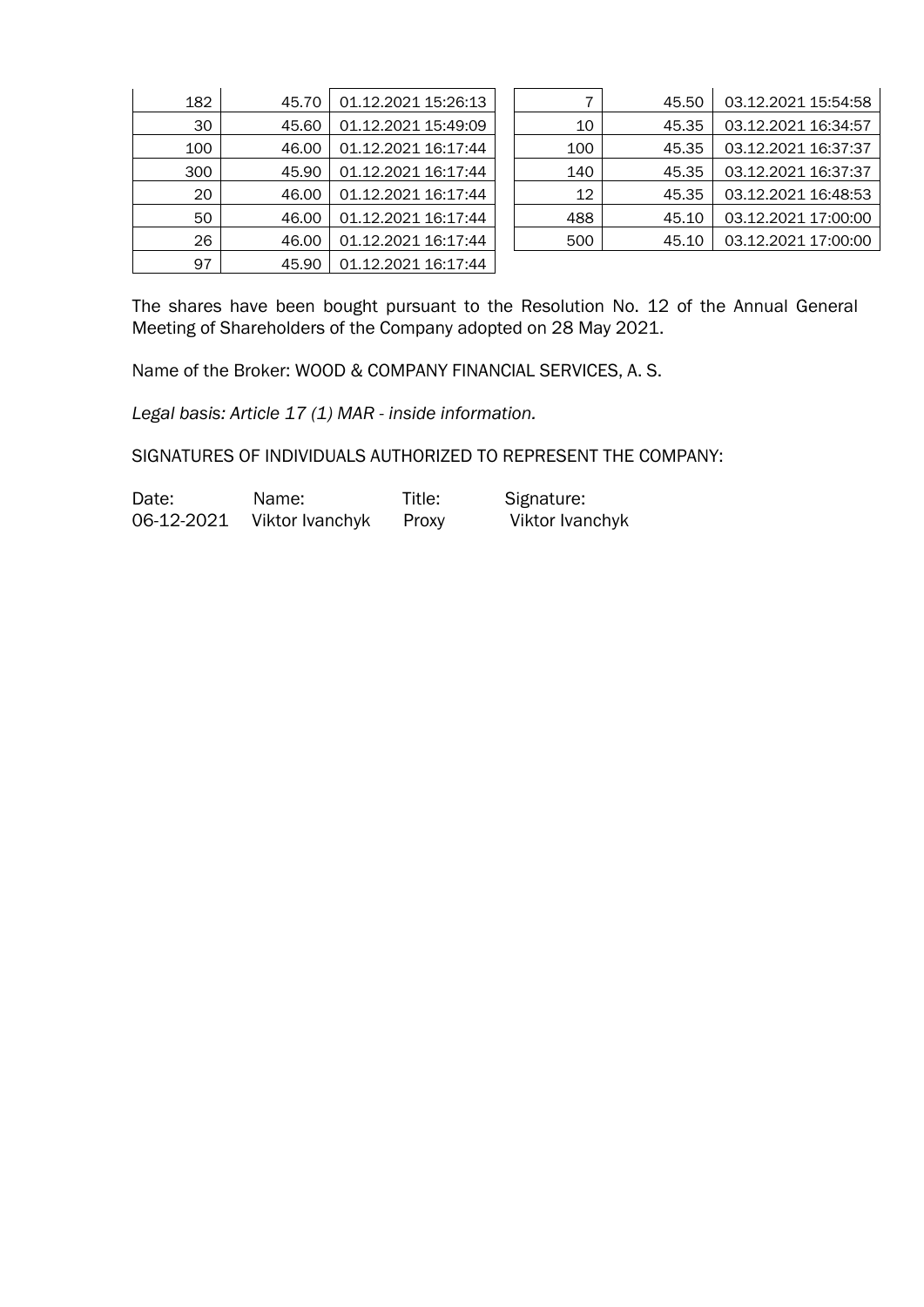| | | |
|---|---|---|
| 182 | 45.70 | 01.12.2021 15:26:13 |
| 30 | 45.60 | 01.12.2021 15:49:09 |
| 100 | 46.00 | 01.12.2021 16:17:44 |
| 300 | 45.90 | 01.12.2021 16:17:44 |
| 20 | 46.00 | 01.12.2021 16:17:44 |
| 50 | 46.00 | 01.12.2021 16:17:44 |
| 26 | 46.00 | 01.12.2021 16:17:44 |
| 97 | 45.90 | 01.12.2021 16:17:44 |

| | | |
|---|---|---|
| 7 | 45.50 | 03.12.2021 15:54:58 |
| 10 | 45.35 | 03.12.2021 16:34:57 |
| 100 | 45.35 | 03.12.2021 16:37:37 |
| 140 | 45.35 | 03.12.2021 16:37:37 |
| 12 | 45.35 | 03.12.2021 16:48:53 |
| 488 | 45.10 | 03.12.2021 17:00:00 |
| 500 | 45.10 | 03.12.2021 17:00:00 |

The shares have been bought pursuant to the Resolution No. 12 of the Annual General Meeting of Shareholders of the Company adopted on 28 May 2021.

Name of the Broker: WOOD & COMPANY FINANCIAL SERVICES, A. S.

*Legal basis: Article 17 (1) MAR - inside information.*

SIGNATURES OF INDIVIDUALS AUTHORIZED TO REPRESENT THE COMPANY:

| Date: | Name: | Title: | Signature: |
|---|---|---|---|
| 06-12-2021 | Viktor Ivanchyk | Proxy | Viktor Ivanchyk |